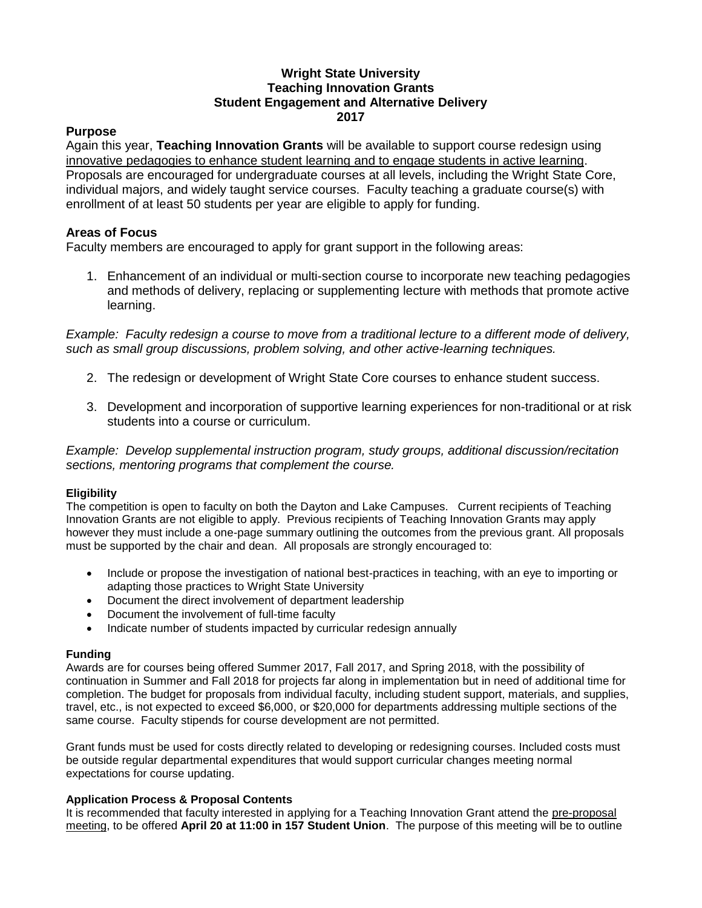**Wright State University**
**Teaching Innovation Grants**
**Student Engagement and Alternative Delivery**
**2017**

## Purpose

Again this year, **Teaching Innovation Grants** will be available to support course redesign using <u>innovative pedagogies to enhance student learning and to engage students in active learning</u>. Proposals are encouraged for undergraduate courses at all levels, including the Wright State Core, individual majors, and widely taught service courses. Faculty teaching a graduate course(s) with enrollment of at least 50 students per year are eligible to apply for funding.

## Areas of Focus

Faculty members are encouraged to apply for grant support in the following areas:

1. Enhancement of an individual or multi-section course to incorporate new teaching pedagogies and methods of delivery, replacing or supplementing lecture with methods that promote active learning.

*Example: Faculty redesign a course to move from a traditional lecture to a different mode of delivery, such as small group discussions, problem solving, and other active-learning techniques.*

2. The redesign or development of Wright State Core courses to enhance student success.

3. Development and incorporation of supportive learning experiences for non-traditional or at risk students into a course or curriculum.

*Example: Develop supplemental instruction program, study groups, additional discussion/recitation sections, mentoring programs that complement the course.*

### Eligibility

The competition is open to faculty on both the Dayton and Lake Campuses. Current recipients of Teaching Innovation Grants are not eligible to apply. Previous recipients of Teaching Innovation Grants may apply however they must include a one-page summary outlining the outcomes from the previous grant. All proposals must be supported by the chair and dean. All proposals are strongly encouraged to:

- Include or propose the investigation of national best-practices in teaching, with an eye to importing or adapting those practices to Wright State University
- Document the direct involvement of department leadership
- Document the involvement of full-time faculty
- Indicate number of students impacted by curricular redesign annually

### Funding

Awards are for courses being offered Summer 2017, Fall 2017, and Spring 2018, with the possibility of continuation in Summer and Fall 2018 for projects far along in implementation but in need of additional time for completion. The budget for proposals from individual faculty, including student support, materials, and supplies, travel, etc., is not expected to exceed $6,000, or $20,000 for departments addressing multiple sections of the same course. Faculty stipends for course development are not permitted.

Grant funds must be used for costs directly related to developing or redesigning courses. Included costs must be outside regular departmental expenditures that would support curricular changes meeting normal expectations for course updating.

### Application Process & Proposal Contents

It is recommended that faculty interested in applying for a Teaching Innovation Grant attend the <u>pre-proposal meeting</u>, to be offered **April 20 at 11:00 in 157 Student Union**. The purpose of this meeting will be to outline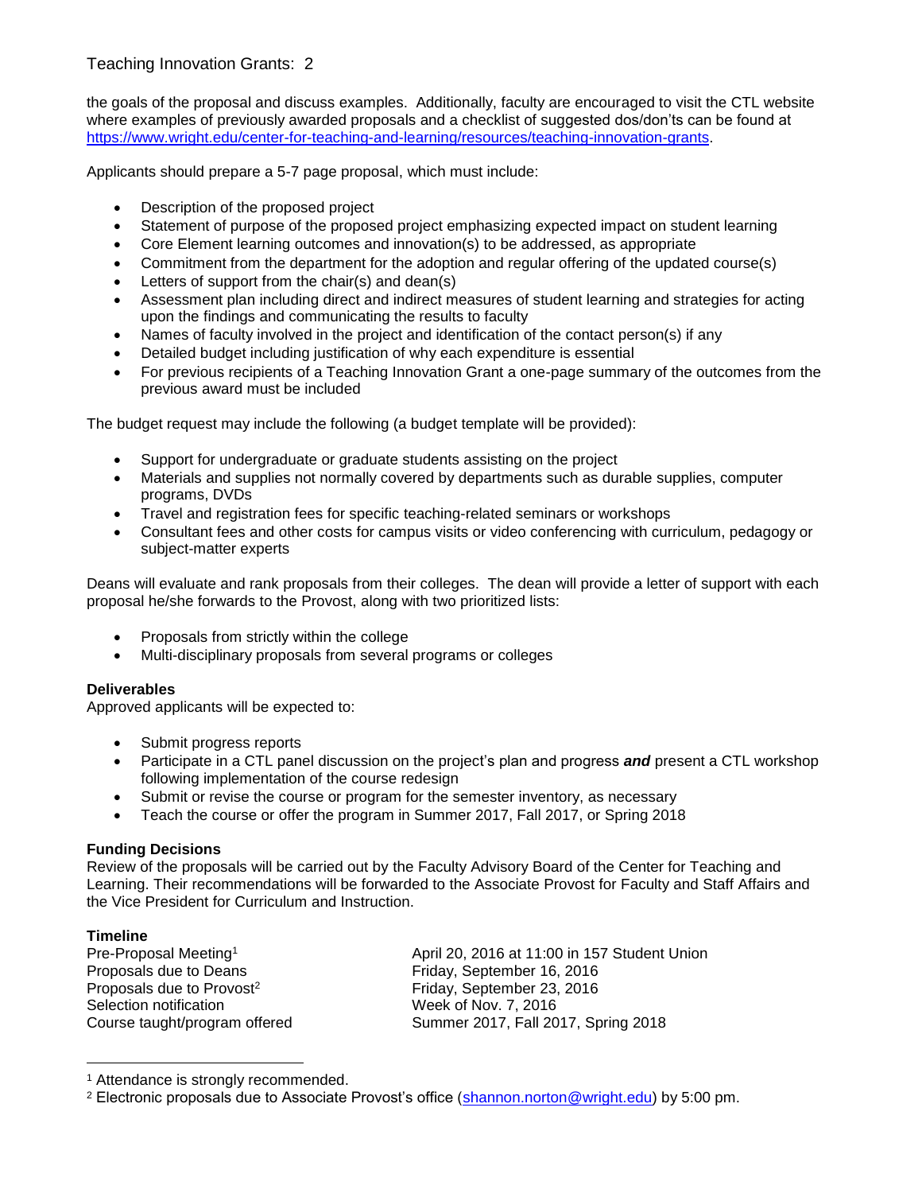the goals of the proposal and discuss examples. Additionally, faculty are encouraged to visit the CTL website where examples of previously awarded proposals and a checklist of suggested dos/don'ts can be found at https://www.wright.edu/center-for-teaching-and-learning/resources/teaching-innovation-grants.

Applicants should prepare a 5-7 page proposal, which must include:

- Description of the proposed project
- Statement of purpose of the proposed project emphasizing expected impact on student learning
- Core Element learning outcomes and innovation(s) to be addressed, as appropriate
- Commitment from the department for the adoption and regular offering of the updated course(s)
- Letters of support from the chair(s) and dean(s)
- Assessment plan including direct and indirect measures of student learning and strategies for acting upon the findings and communicating the results to faculty
- Names of faculty involved in the project and identification of the contact person(s) if any
- Detailed budget including justification of why each expenditure is essential
- For previous recipients of a Teaching Innovation Grant a one-page summary of the outcomes from the previous award must be included

The budget request may include the following (a budget template will be provided):

- Support for undergraduate or graduate students assisting on the project
- Materials and supplies not normally covered by departments such as durable supplies, computer programs, DVDs
- Travel and registration fees for specific teaching-related seminars or workshops
- Consultant fees and other costs for campus visits or video conferencing with curriculum, pedagogy or subject-matter experts

Deans will evaluate and rank proposals from their colleges. The dean will provide a letter of support with each proposal he/she forwards to the Provost, along with two prioritized lists:

- Proposals from strictly within the college
- Multi-disciplinary proposals from several programs or colleges

**Deliverables**
Approved applicants will be expected to:

- Submit progress reports
- Participate in a CTL panel discussion on the project's plan and progress ***and*** present a CTL workshop following implementation of the course redesign
- Submit or revise the course or program for the semester inventory, as necessary
- Teach the course or offer the program in Summer 2017, Fall 2017, or Spring 2018

**Funding Decisions**
Review of the proposals will be carried out by the Faculty Advisory Board of the Center for Teaching and Learning. Their recommendations will be forwarded to the Associate Provost for Faculty and Staff Affairs and the Vice President for Curriculum and Instruction.

**Timeline**

| | |
|---|---|
| Pre-Proposal Meeting[1] | April 20, 2016 at 11:00 in 157 Student Union |
| Proposals due to Deans | Friday, September 16, 2016 |
| Proposals due to Provost[2] | Friday, September 23, 2016 |
| Selection notification | Week of Nov. 7, 2016 |
| Course taught/program offered | Summer 2017, Fall 2017, Spring 2018 |

[1] Attendance is strongly recommended.

[2] Electronic proposals due to Associate Provost's office (shannon.norton@wright.edu) by 5:00 pm.